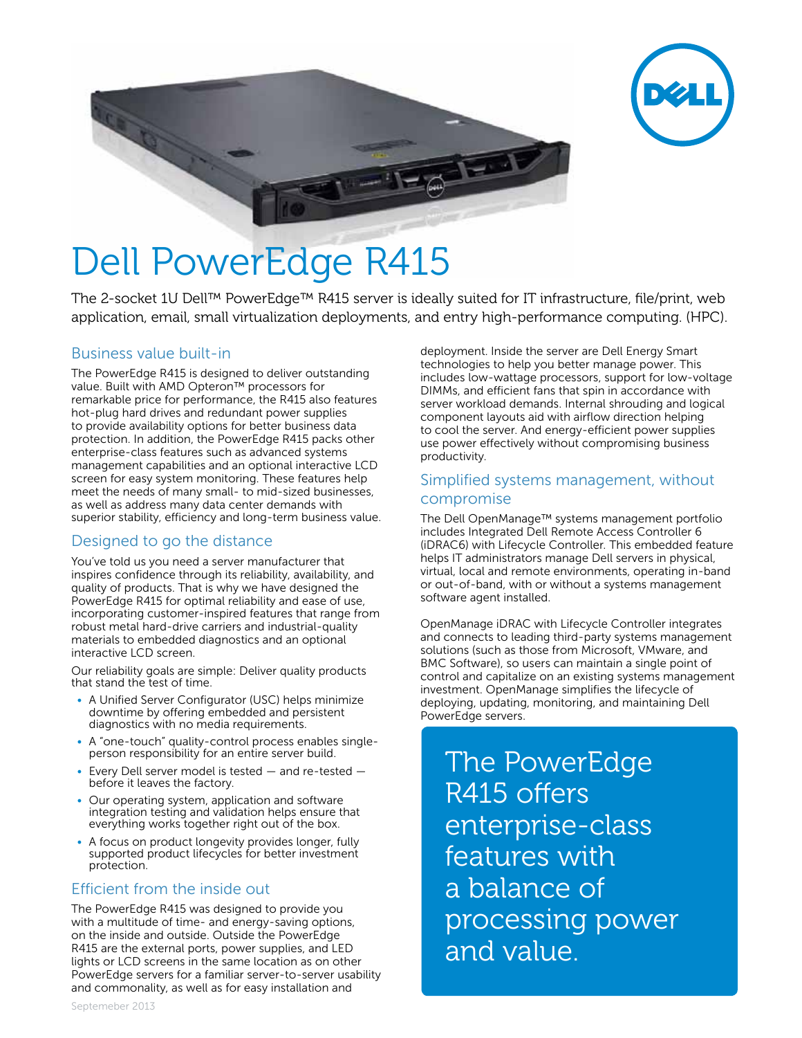# Dell PowerEdge R415

The 2-socket 1U Dell™ PowerEdge™ R415 server is ideally suited for IT infrastructure, file/print, web application, email, small virtualization deployments, and entry high-performance computing. (HPC).

## Business value built-in

The PowerEdge R415 is designed to deliver outstanding value. Built with AMD Opteron™ processors for remarkable price for performance, the R415 also features hot-plug hard drives and redundant power supplies to provide availability options for better business data protection. In addition, the PowerEdge R415 packs other enterprise-class features such as advanced systems management capabilities and an optional interactive LCD screen for easy system monitoring. These features help meet the needs of many small- to mid-sized businesses, as well as address many data center demands with superior stability, efficiency and long-term business value.

## Designed to go the distance

You've told us you need a server manufacturer that inspires confidence through its reliability, availability, and quality of products. That is why we have designed the PowerEdge R415 for optimal reliability and ease of use, incorporating customer-inspired features that range from robust metal hard-drive carriers and industrial-quality materials to embedded diagnostics and an optional interactive LCD screen.

Our reliability goals are simple: Deliver quality products that stand the test of time.

- A Unified Server Configurator (USC) helps minimize downtime by offering embedded and persistent diagnostics with no media requirements.
- A "one-touch" quality-control process enables single-person responsibility for an entire server build.
- Every Dell server model is tested — and re-tested — before it leaves the factory.
- Our operating system, application and software integration testing and validation helps ensure that everything works together right out of the box.
- A focus on product longevity provides longer, fully supported product lifecycles for better investment protection.

## Efficient from the inside out

The PowerEdge R415 was designed to provide you with a multitude of time- and energy-saving options, on the inside and outside. Outside the PowerEdge R415 are the external ports, power supplies, and LED lights or LCD screens in the same location as on other PowerEdge servers for a familiar server-to-server usability and commonality, as well as for easy installation and deployment. Inside the server are Dell Energy Smart technologies to help you better manage power. This includes low-wattage processors, support for low-voltage DIMMs, and efficient fans that spin in accordance with server workload demands. Internal shrouding and logical component layouts aid with airflow direction helping to cool the server. And energy-efficient power supplies use power effectively without compromising business productivity.

## Simplified systems management, without compromise

The Dell OpenManage™ systems management portfolio includes Integrated Dell Remote Access Controller 6 (iDRAC6) with Lifecycle Controller. This embedded feature helps IT administrators manage Dell servers in physical, virtual, local and remote environments, operating in-band or out-of-band, with or without a systems management software agent installed.

OpenManage iDRAC with Lifecycle Controller integrates and connects to leading third-party systems management solutions (such as those from Microsoft, VMware, and BMC Software), so users can maintain a single point of control and capitalize on an existing systems management investment. OpenManage simplifies the lifecycle of deploying, updating, monitoring, and maintaining Dell PowerEdge servers.

> The PowerEdge R415 offers enterprise-class features with a balance of processing power and value.

Septemeber 2013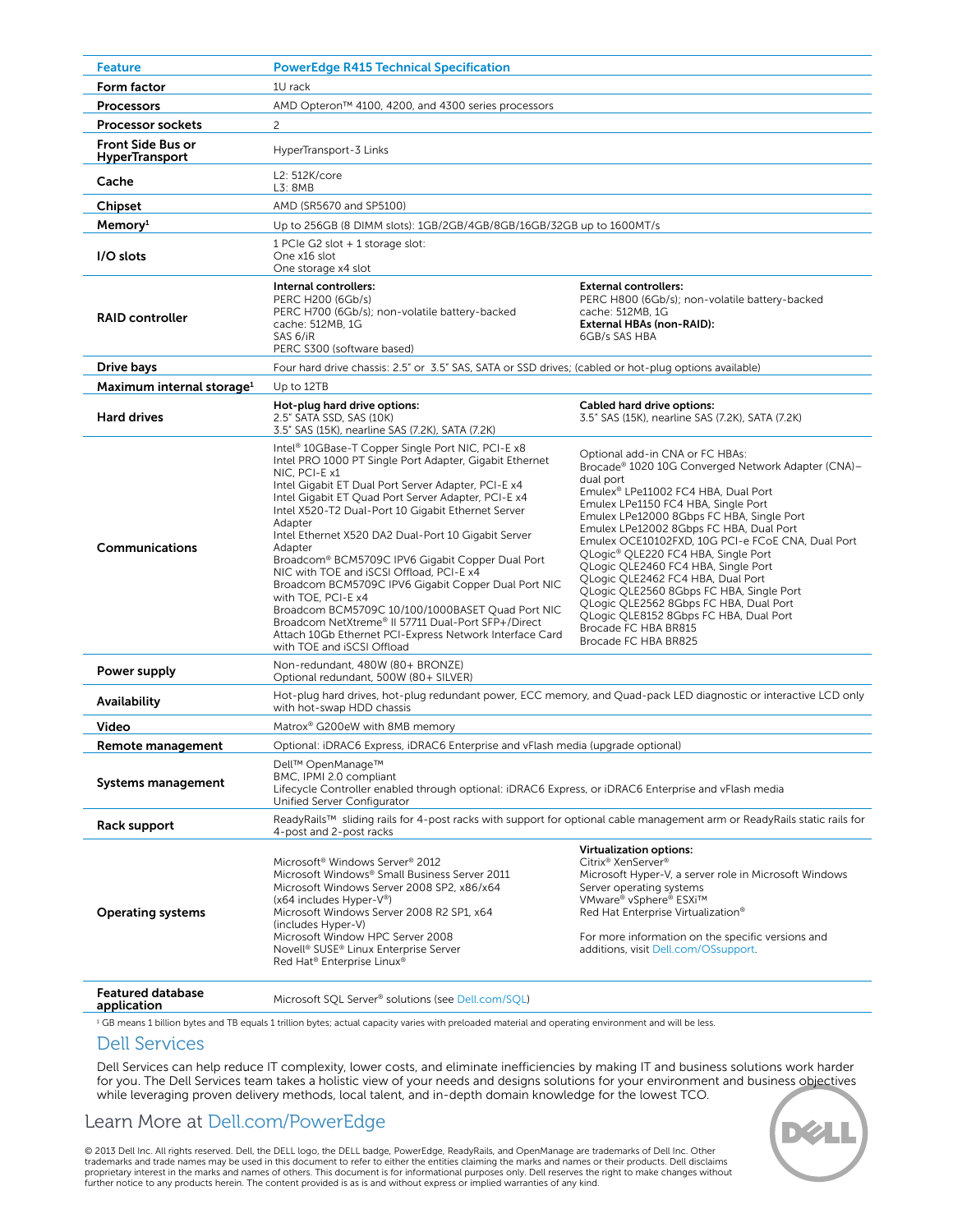| Feature | PowerEdge R415 Technical Specification |
|---|---|
| Form factor | 1U rack |
| Processors | AMD Opteron™ 4100, 4200, and 4300 series processors |
| Processor sockets | 2 |
| Front Side Bus or HyperTransport | HyperTransport-3 Links |
| Cache | L2: 512K/core<br>L3: 8MB |
| Chipset | AMD (SR5670 and SP5100) |
| Memory[1] | Up to 256GB (8 DIMM slots): 1GB/2GB/4GB/8GB/16GB/32GB up to 1600MT/s |
| I/O slots | 1 PCIe G2 slot + 1 storage slot:<br>One x16 slot<br>One storage x4 slot |
| RAID controller | **Internal controllers:**<br>PERC H200 (6Gb/s)<br>PERC H700 (6Gb/s); non-volatile battery-backed cache: 512MB, 1G<br>SAS 6/iR<br>PERC S300 (software based)<br>**External controllers:**<br>PERC H800 (6Gb/s); non-volatile battery-backed cache: 512MB, 1G<br>**External HBAs (non-RAID):**<br>6GB/s SAS HBA |
| Drive bays | Four hard drive chassis: 2.5" or 3.5" SAS, SATA or SSD drives; (cabled or hot-plug options available) |
| Maximum internal storage[1] | Up to 12TB |
| Hard drives | **Hot-plug hard drive options:**<br>2.5" SATA SSD, SAS (10K)<br>3.5" SAS (15K), nearline SAS (7.2K), SATA (7.2K)<br>**Cabled hard drive options:**<br>3.5" SAS (15K), nearline SAS (7.2K), SATA (7.2K) |
| Communications | Intel® 10GBase-T Copper Single Port NIC, PCI-E x8<br>Intel PRO 1000 PT Single Port Adapter, Gigabit Ethernet NIC, PCI-E x1<br>Intel Gigabit ET Dual Port Server Adapter, PCI-E x4<br>Intel Gigabit ET Quad Port Server Adapter, PCI-E x4<br>Intel X520-T2 Dual-Port 10 Gigabit Ethernet Server Adapter<br>Intel Ethernet X520 DA2 Dual-Port 10 Gigabit Server Adapter<br>Broadcom® BCM5709C IPV6 Gigabit Copper Dual Port NIC with TOE and iSCSI Offload, PCI-E x4<br>Broadcom BCM5709C IPV6 Gigabit Copper Dual Port NIC with TOE, PCI-E x4<br>Broadcom BCM5709C 10/100/1000BASET Quad Port NIC<br>Broadcom NetXtreme® II 57711 Dual-Port SFP+/Direct Attach 10Gb Ethernet PCI-Express Network Interface Card with TOE and iSCSI Offload<br>Optional add-in CNA or FC HBAs:<br>Brocade® 1020 10G Converged Network Adapter (CNA)–dual port<br>Emulex® LPe11002 FC4 HBA, Dual Port<br>Emulex LPe1150 FC4 HBA, Single Port<br>Emulex LPe12000 8Gbps FC HBA, Single Port<br>Emulex LPe12002 8Gbps FC HBA, Dual Port<br>Emulex OCE10102FXD, 10G PCI-e FCoE CNA, Dual Port<br>QLogic® QLE220 FC4 HBA, Single Port<br>QLogic QLE2460 FC4 HBA, Single Port<br>QLogic QLE2462 FC4 HBA, Dual Port<br>QLogic QLE2560 8Gbps FC HBA, Single Port<br>QLogic QLE2562 8Gbps FC HBA, Dual Port<br>QLogic QLE8152 8Gbps FC HBA, Dual Port<br>Brocade FC HBA BR815<br>Brocade FC HBA BR825 |
| Power supply | Non-redundant, 480W (80+ BRONZE)<br>Optional redundant, 500W (80+ SILVER) |
| Availability | Hot-plug hard drives, hot-plug redundant power, ECC memory, and Quad-pack LED diagnostic or interactive LCD only with hot-swap HDD chassis |
| Video | Matrox® G200eW with 8MB memory |
| Remote management | Optional: iDRAC6 Express, iDRAC6 Enterprise and vFlash media (upgrade optional) |
| Systems management | Dell™ OpenManage™<br>BMC, IPMI 2.0 compliant<br>Lifecycle Controller enabled through optional: iDRAC6 Express, or iDRAC6 Enterprise and vFlash media<br>Unified Server Configurator |
| Rack support | ReadyRails™ sliding rails for 4-post racks with support for optional cable management arm or ReadyRails static rails for 4-post and 2-post racks |
| Operating systems | Microsoft® Windows Server® 2012<br>Microsoft Windows® Small Business Server 2011<br>Microsoft Windows Server 2008 SP2, x86/x64 (x64 includes Hyper-V®)<br>Microsoft Windows Server 2008 R2 SP1, x64 (includes Hyper-V)<br>Microsoft Window HPC Server 2008<br>Novell® SUSE® Linux Enterprise Server<br>Red Hat® Enterprise Linux®<br>**Virtualization options:**<br>Citrix® XenServer®<br>Microsoft Hyper-V, a server role in Microsoft Windows Server operating systems<br>VMware® vSphere® ESXi™<br>Red Hat Enterprise Virtualization®<br>For more information on the specific versions and additions, visit Dell.com/OSsupport. |
| Featured database application | Microsoft SQL Server® solutions (see Dell.com/SQL) |

[1] GB means 1 billion bytes and TB equals 1 trillion bytes; actual capacity varies with preloaded material and operating environment and will be less.

## Dell Services

Dell Services can help reduce IT complexity, lower costs, and eliminate inefficiencies by making IT and business solutions work harder for you. The Dell Services team takes a holistic view of your needs and designs solutions for your environment and business objectives while leveraging proven delivery methods, local talent, and in-depth domain knowledge for the lowest TCO.

## Learn More at Dell.com/PowerEdge

© 2013 Dell Inc. All rights reserved. Dell, the DELL logo, the DELL badge, PowerEdge, ReadyRails, and OpenManage are trademarks of Dell Inc. Other trademarks and trade names may be used in this document to refer to either the entities claiming the marks and names or their products. Dell disclaims proprietary interest in the marks and names of others. This document is for informational purposes only. Dell reserves the right to make changes without further notice to any products herein. The content provided is as is and without express or implied warranties of any kind.